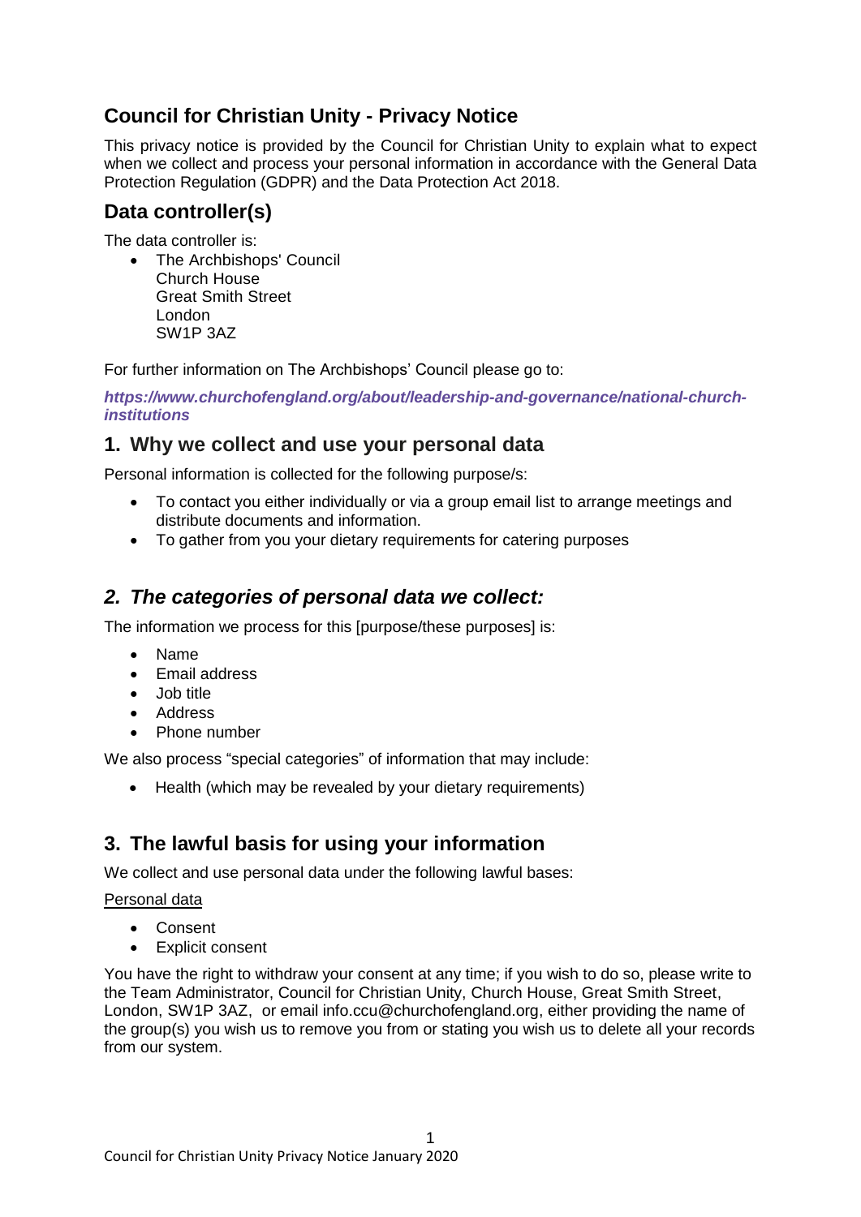# Council for Christian Unity - Privacy Notice

This privacy notice is provided by the Council for Christian Unity to explain what to expect when we collect and process your personal information in accordance with the General Data Protection Regulation (GDPR) and the Data Protection Act 2018.

## Data controller(s)

The data controller is:

- The Archbishops' Council
  Church House
  Great Smith Street
  London
  SW1P 3AZ

For further information on The Archbishops' Council please go to:

***https://www.churchofengland.org/about/leadership-and-governance/national-church-institutions***

## 1. Why we collect and use your personal data

Personal information is collected for the following purpose/s:

- To contact you either individually or via a group email list to arrange meetings and distribute documents and information.
- To gather from you your dietary requirements for catering purposes

## *2. The categories of personal data we collect:*

The information we process for this [purpose/these purposes] is:

- Name
- Email address
- Job title
- Address
- Phone number

We also process "special categories" of information that may include:

- Health (which may be revealed by your dietary requirements)

## 3. The lawful basis for using your information

We collect and use personal data under the following lawful bases:

<u>Personal data</u>

- Consent
- Explicit consent

You have the right to withdraw your consent at any time; if you wish to do so, please write to the Team Administrator, Council for Christian Unity, Church House, Great Smith Street, London, SW1P 3AZ, or email info.ccu@churchofengland.org, either providing the name of the group(s) you wish us to remove you from or stating you wish us to delete all your records from our system.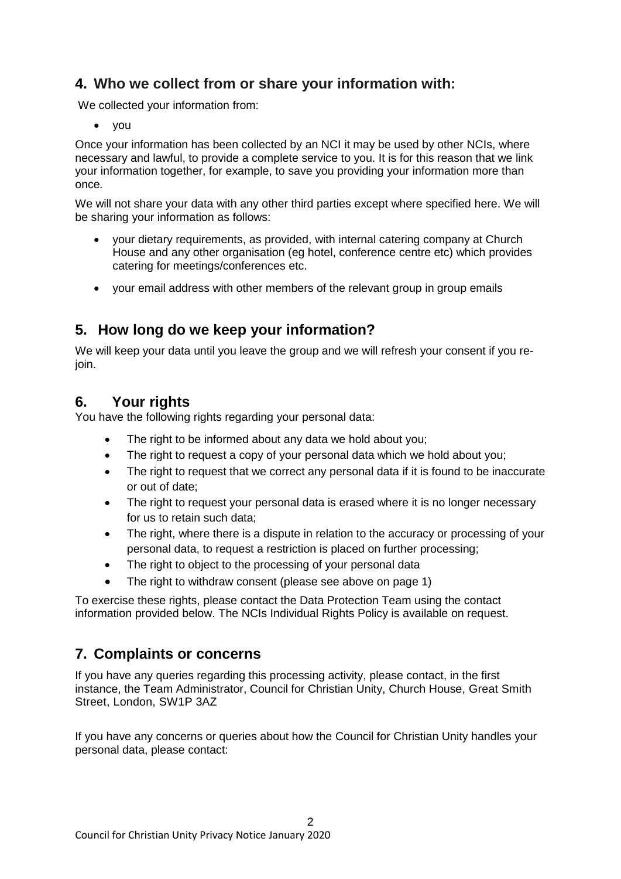## 4. Who we collect from or share your information with:

We collected your information from:

- you

Once your information has been collected by an NCI it may be used by other NCIs, where necessary and lawful, to provide a complete service to you. It is for this reason that we link your information together, for example, to save you providing your information more than once.

We will not share your data with any other third parties except where specified here. We will be sharing your information as follows:

- your dietary requirements, as provided, with internal catering company at Church House and any other organisation (eg hotel, conference centre etc) which provides catering for meetings/conferences etc.
- your email address with other members of the relevant group in group emails

## 5. How long do we keep your information?

We will keep your data until you leave the group and we will refresh your consent if you re-join.

## 6. Your rights

You have the following rights regarding your personal data:

- The right to be informed about any data we hold about you;
- The right to request a copy of your personal data which we hold about you;
- The right to request that we correct any personal data if it is found to be inaccurate or out of date;
- The right to request your personal data is erased where it is no longer necessary for us to retain such data;
- The right, where there is a dispute in relation to the accuracy or processing of your personal data, to request a restriction is placed on further processing;
- The right to object to the processing of your personal data
- The right to withdraw consent (please see above on page 1)

To exercise these rights, please contact the Data Protection Team using the contact information provided below. The NCIs Individual Rights Policy is available on request.

## 7. Complaints or concerns

If you have any queries regarding this processing activity, please contact, in the first instance, the Team Administrator, Council for Christian Unity, Church House, Great Smith Street, London, SW1P 3AZ

If you have any concerns or queries about how the Council for Christian Unity handles your personal data, please contact: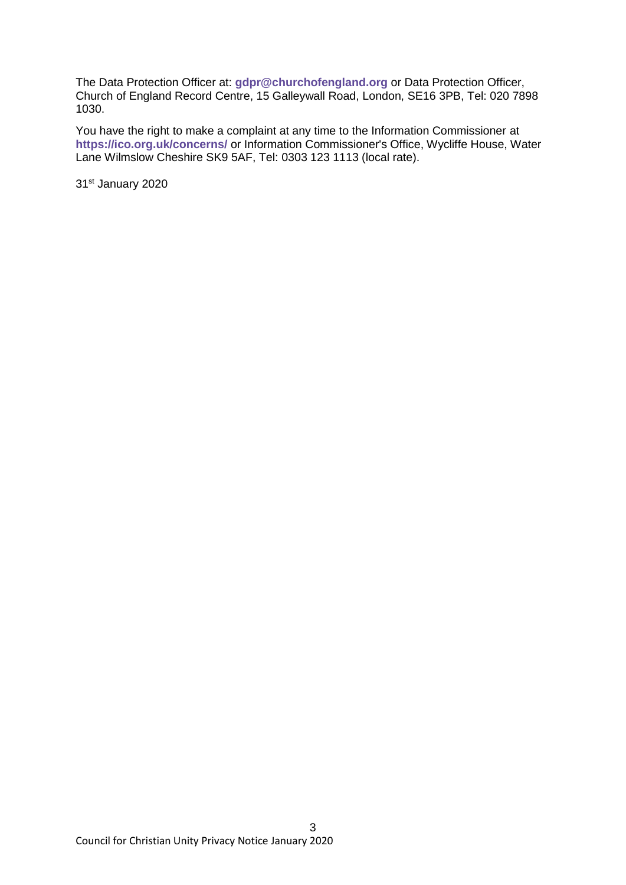The Data Protection Officer at: **gdpr@churchofengland.org** or Data Protection Officer, Church of England Record Centre, 15 Galleywall Road, London, SE16 3PB, Tel: 020 7898 1030.

You have the right to make a complaint at any time to the Information Commissioner at **https://ico.org.uk/concerns/** or Information Commissioner's Office, Wycliffe House, Water Lane Wilmslow Cheshire SK9 5AF, Tel: 0303 123 1113 (local rate).

31st January 2020